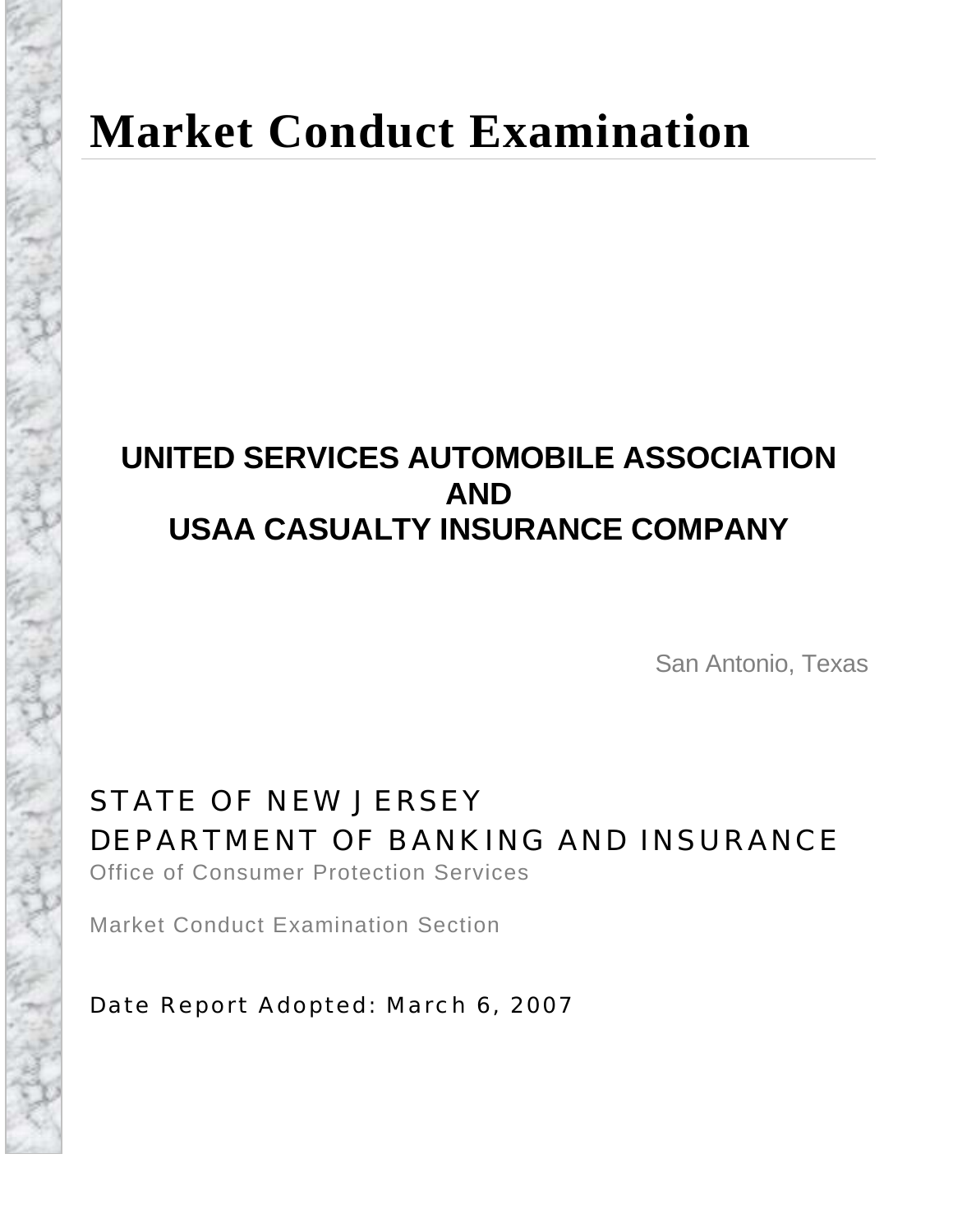# Market Conduct Examination

## UNITED SERVICES AUTOMOBILE ASSOCIATION
## AND
## USAA CASUALTY INSURANCE COMPANY

San Antonio, Texas

STATE OF NEW JERSEY
DEPARTMENT OF BANKING AND INSURANCE
Office of Consumer Protection Services

Market Conduct Examination Section

Date Report Adopted: March 6, 2007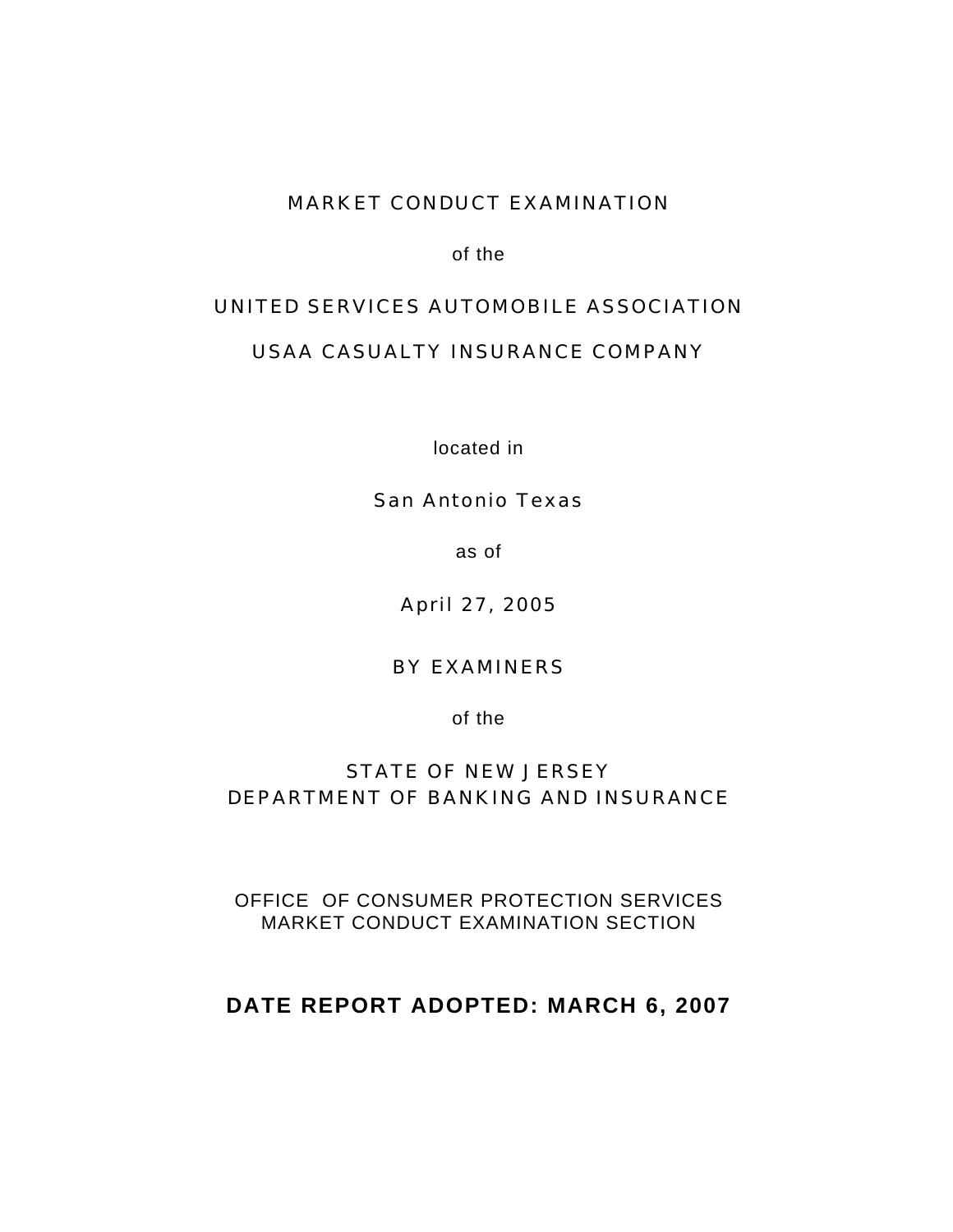MARKET CONDUCT EXAMINATION

of the

UNITED SERVICES AUTOMOBILE ASSOCIATION

USAA CASUALTY INSURANCE COMPANY

located in

San Antonio Texas

as of

April 27, 2005

BY EXAMINERS

of the

STATE OF NEW JERSEY
DEPARTMENT OF BANKING AND INSURANCE

OFFICE OF CONSUMER PROTECTION SERVICES
MARKET CONDUCT EXAMINATION SECTION

**DATE REPORT ADOPTED: MARCH 6, 2007**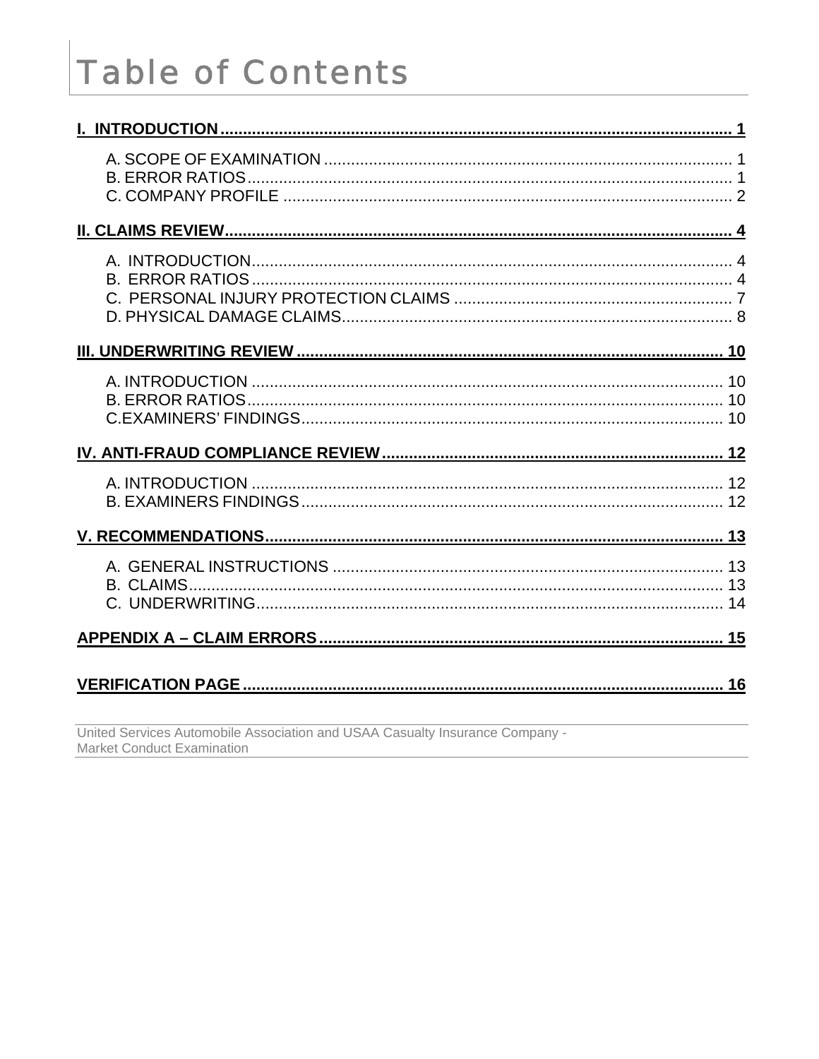# Table of Contents

**I. INTRODUCTION** ........ 1

- A. SCOPE OF EXAMINATION ........ 1
- B. ERROR RATIOS ........ 1
- C. COMPANY PROFILE ........ 2

**II. CLAIMS REVIEW** ........ 4

- A. INTRODUCTION ........ 4
- B. ERROR RATIOS ........ 4
- C. PERSONAL INJURY PROTECTION CLAIMS ........ 7
- D. PHYSICAL DAMAGE CLAIMS ........ 8

**III. UNDERWRITING REVIEW** ........ 10

- A. INTRODUCTION ........ 10
- B. ERROR RATIOS ........ 10
- C. EXAMINERS' FINDINGS ........ 10

**IV. ANTI-FRAUD COMPLIANCE REVIEW** ........ 12

- A. INTRODUCTION ........ 12
- B. EXAMINERS FINDINGS ........ 12

**V. RECOMMENDATIONS** ........ 13

- A. GENERAL INSTRUCTIONS ........ 13
- B. CLAIMS ........ 13
- C. UNDERWRITING ........ 14

**APPENDIX A – CLAIM ERRORS** ........ 15

**VERIFICATION PAGE** ........ 16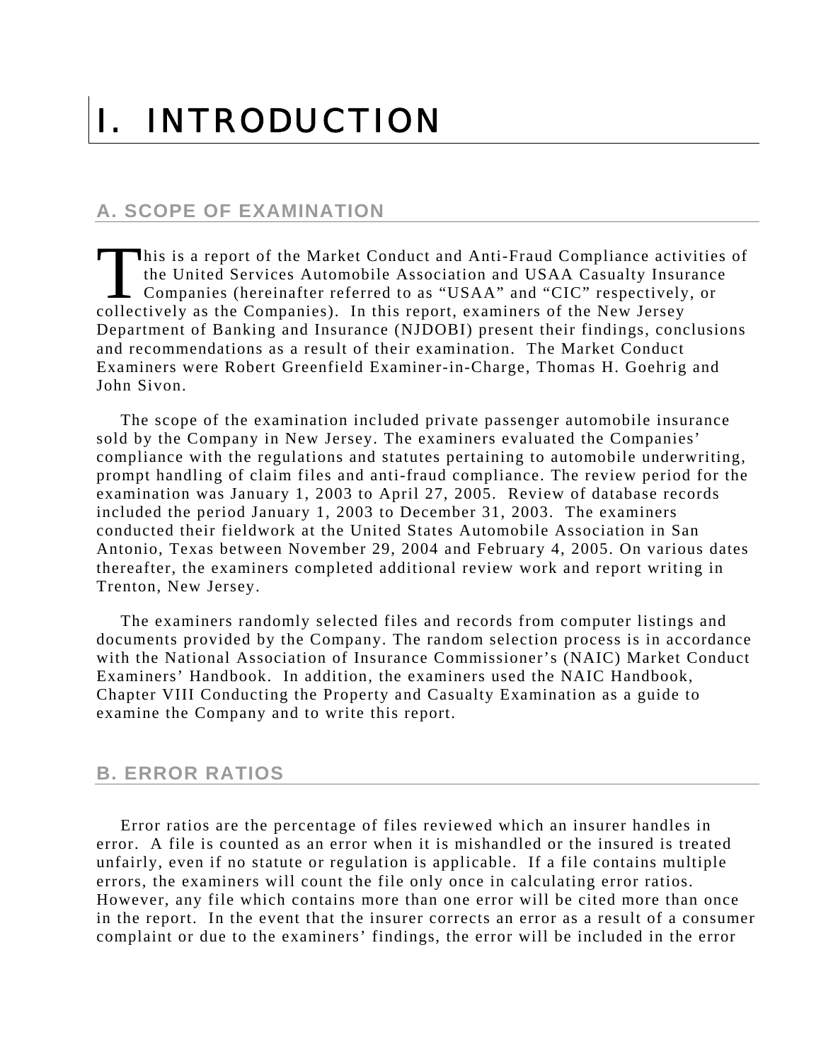# I. INTRODUCTION

## A. SCOPE OF EXAMINATION

This is a report of the Market Conduct and Anti-Fraud Compliance activities of the United Services Automobile Association and USAA Casualty Insurance Companies (hereinafter referred to as "USAA" and "CIC" respectively, or collectively as the Companies). In this report, examiners of the New Jersey Department of Banking and Insurance (NJDOBI) present their findings, conclusions and recommendations as a result of their examination. The Market Conduct Examiners were Robert Greenfield Examiner-in-Charge, Thomas H. Goehrig and John Sivon.

The scope of the examination included private passenger automobile insurance sold by the Company in New Jersey. The examiners evaluated the Companies' compliance with the regulations and statutes pertaining to automobile underwriting, prompt handling of claim files and anti-fraud compliance. The review period for the examination was January 1, 2003 to April 27, 2005. Review of database records included the period January 1, 2003 to December 31, 2003. The examiners conducted their fieldwork at the United States Automobile Association in San Antonio, Texas between November 29, 2004 and February 4, 2005. On various dates thereafter, the examiners completed additional review work and report writing in Trenton, New Jersey.

The examiners randomly selected files and records from computer listings and documents provided by the Company. The random selection process is in accordance with the National Association of Insurance Commissioner's (NAIC) Market Conduct Examiners' Handbook. In addition, the examiners used the NAIC Handbook, Chapter VIII Conducting the Property and Casualty Examination as a guide to examine the Company and to write this report.

## B. ERROR RATIOS

Error ratios are the percentage of files reviewed which an insurer handles in error. A file is counted as an error when it is mishandled or the insured is treated unfairly, even if no statute or regulation is applicable. If a file contains multiple errors, the examiners will count the file only once in calculating error ratios. However, any file which contains more than one error will be cited more than once in the report. In the event that the insurer corrects an error as a result of a consumer complaint or due to the examiners' findings, the error will be included in the error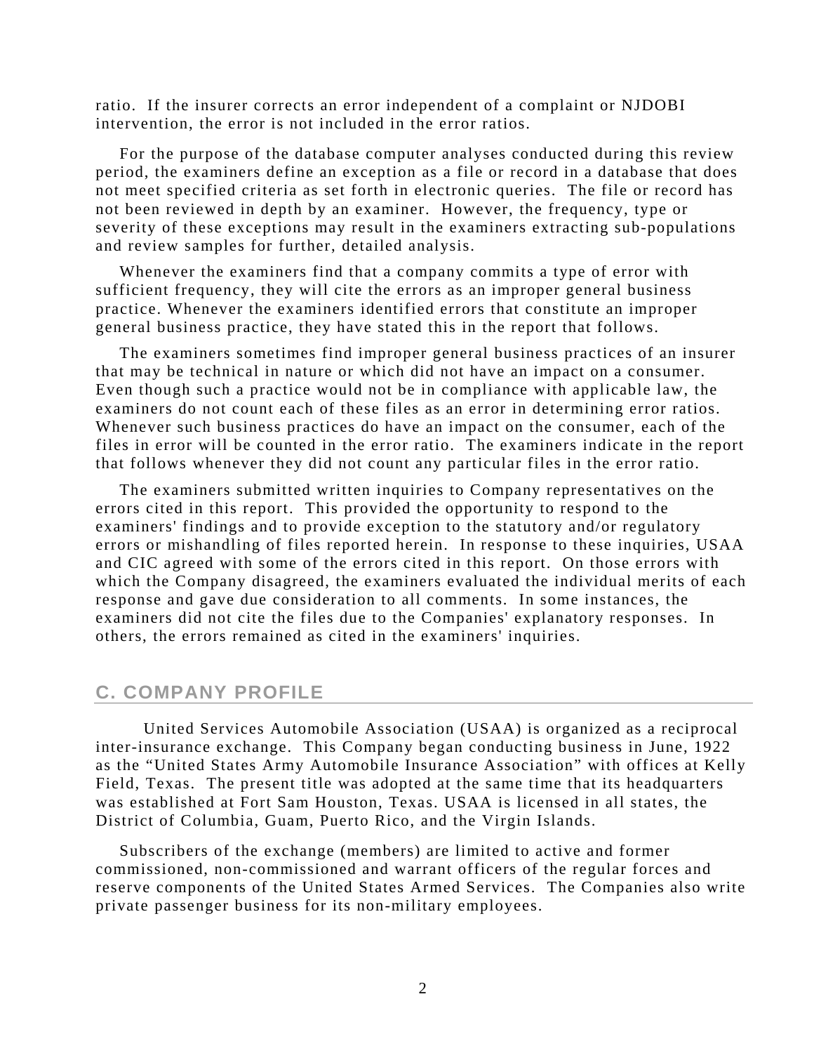ratio. If the insurer corrects an error independent of a complaint or NJDOBI intervention, the error is not included in the error ratios.

For the purpose of the database computer analyses conducted during this review period, the examiners define an exception as a file or record in a database that does not meet specified criteria as set forth in electronic queries. The file or record has not been reviewed in depth by an examiner. However, the frequency, type or severity of these exceptions may result in the examiners extracting sub-populations and review samples for further, detailed analysis.

Whenever the examiners find that a company commits a type of error with sufficient frequency, they will cite the errors as an improper general business practice. Whenever the examiners identified errors that constitute an improper general business practice, they have stated this in the report that follows.

The examiners sometimes find improper general business practices of an insurer that may be technical in nature or which did not have an impact on a consumer. Even though such a practice would not be in compliance with applicable law, the examiners do not count each of these files as an error in determining error ratios. Whenever such business practices do have an impact on the consumer, each of the files in error will be counted in the error ratio. The examiners indicate in the report that follows whenever they did not count any particular files in the error ratio.

The examiners submitted written inquiries to Company representatives on the errors cited in this report. This provided the opportunity to respond to the examiners' findings and to provide exception to the statutory and/or regulatory errors or mishandling of files reported herein. In response to these inquiries, USAA and CIC agreed with some of the errors cited in this report. On those errors with which the Company disagreed, the examiners evaluated the individual merits of each response and gave due consideration to all comments. In some instances, the examiners did not cite the files due to the Companies' explanatory responses. In others, the errors remained as cited in the examiners' inquiries.

## C. COMPANY PROFILE

United Services Automobile Association (USAA) is organized as a reciprocal inter-insurance exchange. This Company began conducting business in June, 1922 as the "United States Army Automobile Insurance Association" with offices at Kelly Field, Texas. The present title was adopted at the same time that its headquarters was established at Fort Sam Houston, Texas. USAA is licensed in all states, the District of Columbia, Guam, Puerto Rico, and the Virgin Islands.

Subscribers of the exchange (members) are limited to active and former commissioned, non-commissioned and warrant officers of the regular forces and reserve components of the United States Armed Services. The Companies also write private passenger business for its non-military employees.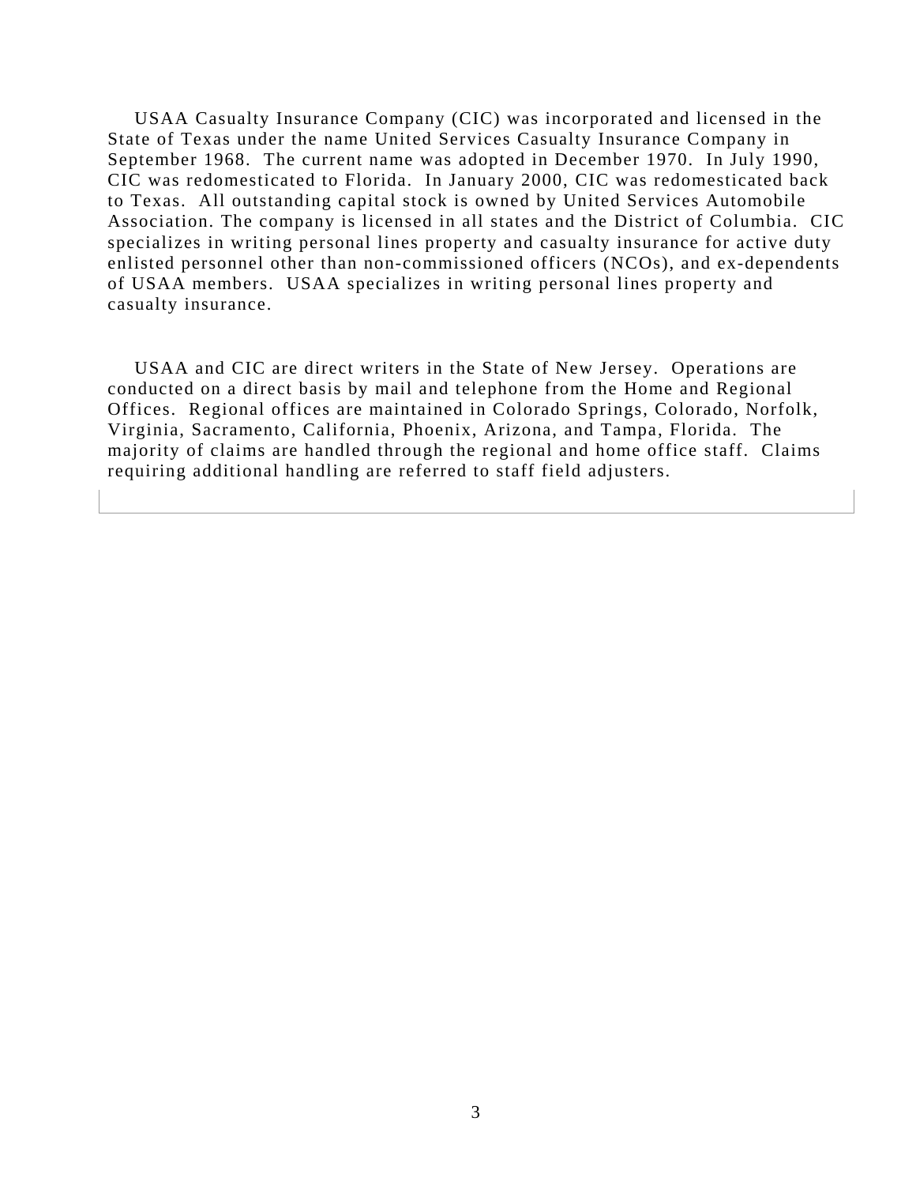USAA Casualty Insurance Company (CIC) was incorporated and licensed in the State of Texas under the name United Services Casualty Insurance Company in September 1968. The current name was adopted in December 1970. In July 1990, CIC was redomesticated to Florida. In January 2000, CIC was redomesticated back to Texas. All outstanding capital stock is owned by United Services Automobile Association. The company is licensed in all states and the District of Columbia. CIC specializes in writing personal lines property and casualty insurance for active duty enlisted personnel other than non-commissioned officers (NCOs), and ex-dependents of USAA members. USAA specializes in writing personal lines property and casualty insurance.

USAA and CIC are direct writers in the State of New Jersey. Operations are conducted on a direct basis by mail and telephone from the Home and Regional Offices. Regional offices are maintained in Colorado Springs, Colorado, Norfolk, Virginia, Sacramento, California, Phoenix, Arizona, and Tampa, Florida. The majority of claims are handled through the regional and home office staff. Claims requiring additional handling are referred to staff field adjusters.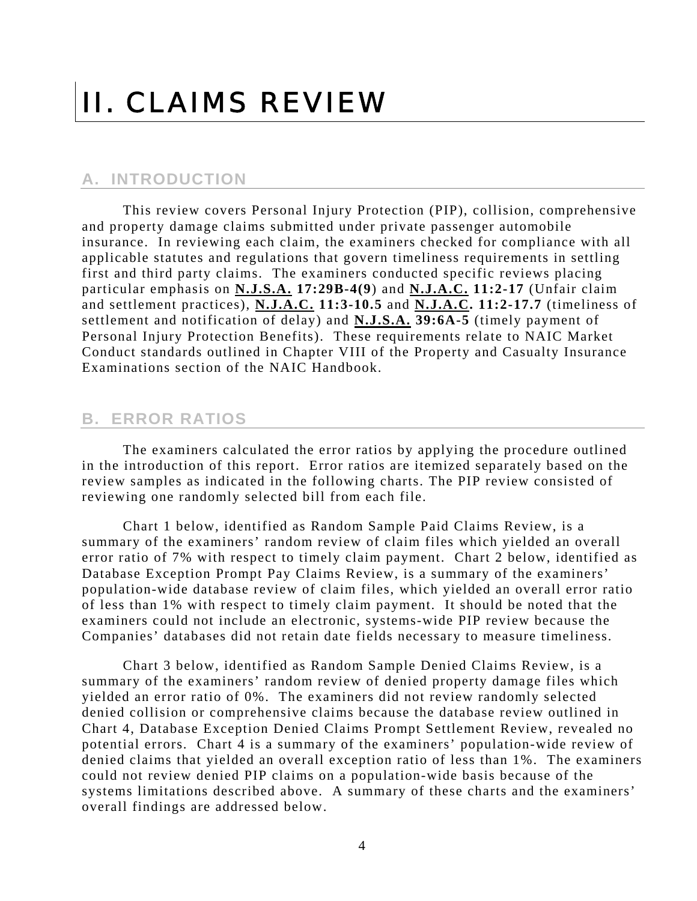# II. CLAIMS REVIEW

## A. INTRODUCTION

This review covers Personal Injury Protection (PIP), collision, comprehensive and property damage claims submitted under private passenger automobile insurance. In reviewing each claim, the examiners checked for compliance with all applicable statutes and regulations that govern timeliness requirements in settling first and third party claims. The examiners conducted specific reviews placing particular emphasis on **N.J.S.A. 17:29B-4(9**) and **N.J.A.C. 11:2-17** (Unfair claim and settlement practices), **N.J.A.C. 11:3-10.5** and **N.J.A.C. 11:2-17.7** (timeliness of settlement and notification of delay) and **N.J.S.A. 39:6A-5** (timely payment of Personal Injury Protection Benefits). These requirements relate to NAIC Market Conduct standards outlined in Chapter VIII of the Property and Casualty Insurance Examinations section of the NAIC Handbook.

## B. ERROR RATIOS

The examiners calculated the error ratios by applying the procedure outlined in the introduction of this report. Error ratios are itemized separately based on the review samples as indicated in the following charts. The PIP review consisted of reviewing one randomly selected bill from each file.

Chart 1 below, identified as Random Sample Paid Claims Review, is a summary of the examiners' random review of claim files which yielded an overall error ratio of 7% with respect to timely claim payment. Chart 2 below, identified as Database Exception Prompt Pay Claims Review, is a summary of the examiners' population-wide database review of claim files, which yielded an overall error ratio of less than 1% with respect to timely claim payment. It should be noted that the examiners could not include an electronic, systems-wide PIP review because the Companies' databases did not retain date fields necessary to measure timeliness.

Chart 3 below, identified as Random Sample Denied Claims Review, is a summary of the examiners' random review of denied property damage files which yielded an error ratio of 0%. The examiners did not review randomly selected denied collision or comprehensive claims because the database review outlined in Chart 4, Database Exception Denied Claims Prompt Settlement Review, revealed no potential errors. Chart 4 is a summary of the examiners' population-wide review of denied claims that yielded an overall exception ratio of less than 1%. The examiners could not review denied PIP claims on a population-wide basis because of the systems limitations described above. A summary of these charts and the examiners' overall findings are addressed below.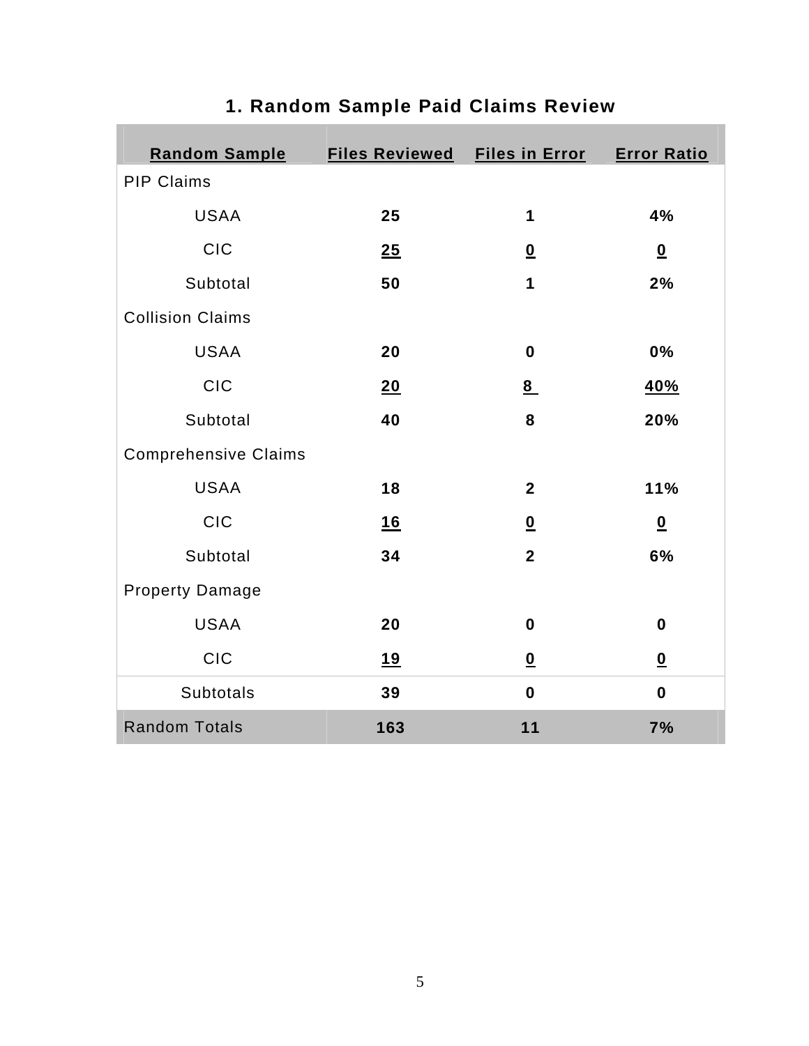## 1. Random Sample Paid Claims Review

| Random Sample | Files Reviewed | Files in Error | Error Ratio |
|---|---|---|---|
| PIP Claims | | | |
| USAA | 25 | 1 | 4% |
| CIC | 25 | 0 | 0 |
| Subtotal | 50 | 1 | 2% |
| Collision Claims | | | |
| USAA | 20 | 0 | 0% |
| CIC | 20 | 8 | 40% |
| Subtotal | 40 | 8 | 20% |
| Comprehensive Claims | | | |
| USAA | 18 | 2 | 11% |
| CIC | 16 | 0 | 0 |
| Subtotal | 34 | 2 | 6% |
| Property Damage | | | |
| USAA | 20 | 0 | 0 |
| CIC | 19 | 0 | 0 |
| Subtotals | 39 | 0 | 0 |
| Random Totals | 163 | 11 | 7% |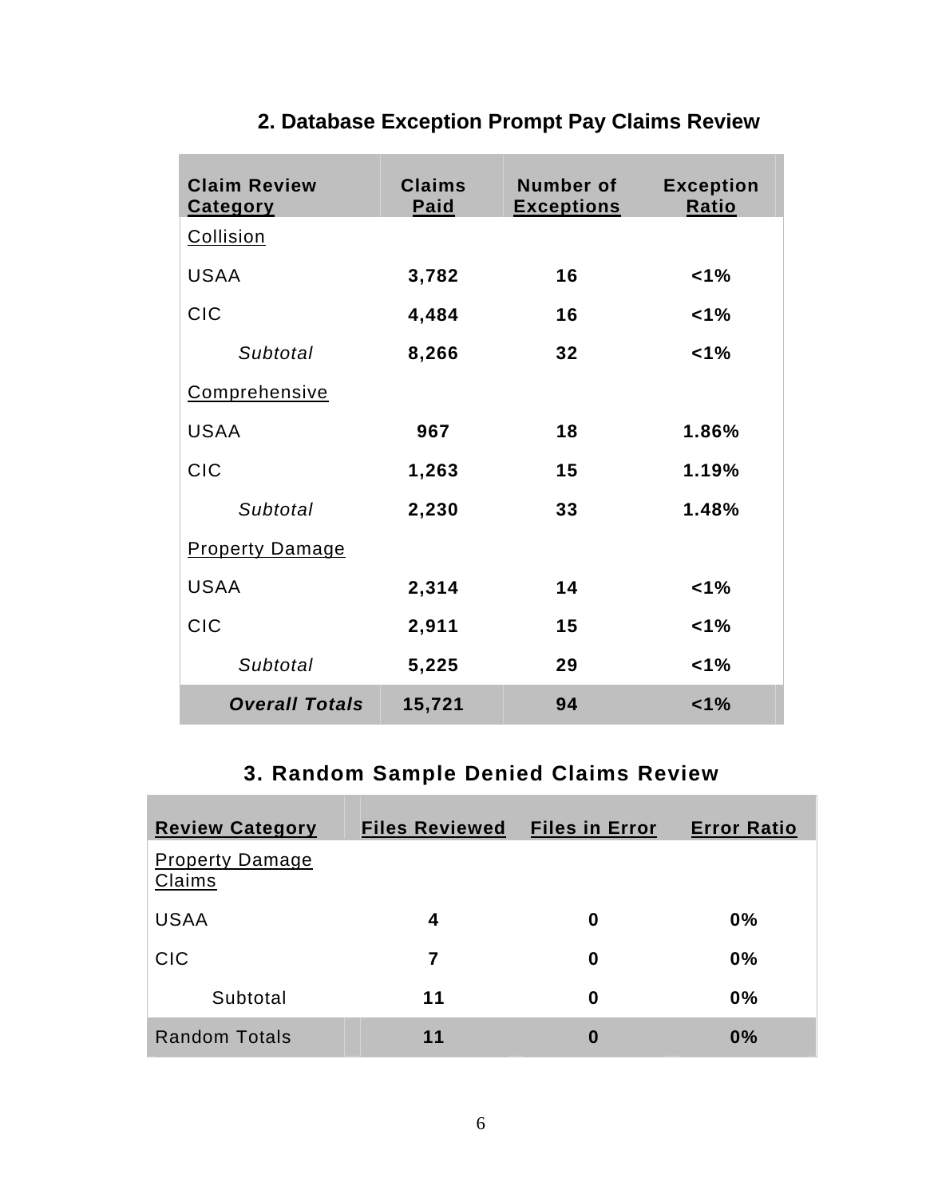## 2. Database Exception Prompt Pay Claims Review

| Claim Review Category | Claims Paid | Number of Exceptions | Exception Ratio |
|---|---|---|---|
| Collision | | | |
| USAA | **3,782** | **16** | **<1%** |
| CIC | **4,484** | **16** | **<1%** |
| *Subtotal* | **8,266** | **32** | **<1%** |
| Comprehensive | | | |
| USAA | **967** | **18** | **1.86%** |
| CIC | **1,263** | **15** | **1.19%** |
| *Subtotal* | **2,230** | **33** | **1.48%** |
| Property Damage | | | |
| USAA | **2,314** | **14** | **<1%** |
| CIC | **2,911** | **15** | **<1%** |
| *Subtotal* | **5,225** | **29** | **<1%** |
| ***Overall Totals*** | **15,721** | **94** | **<1%** |

## 3. Random Sample Denied Claims Review

| Review Category | Files Reviewed | Files in Error | Error Ratio |
|---|---|---|---|
| Property Damage Claims | | | |
| USAA | **4** | **0** | **0%** |
| CIC | **7** | **0** | **0%** |
| Subtotal | **11** | **0** | **0%** |
| Random Totals | **11** | **0** | **0%** |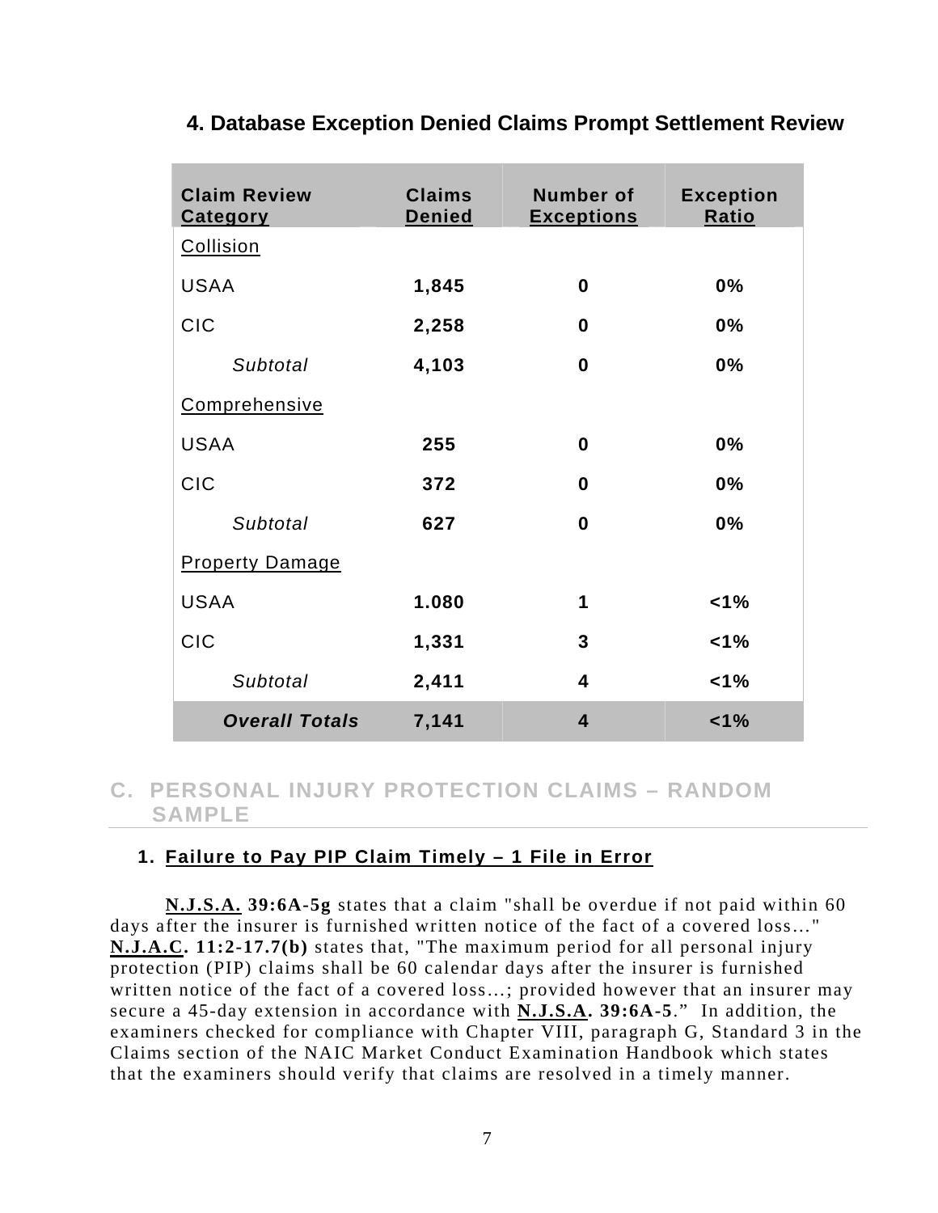### 4. Database Exception Denied Claims Prompt Settlement Review

| Claim Review Category | Claims Denied | Number of Exceptions | Exception Ratio |
|---|---|---|---|
| Collision | | | |
| USAA | **1,845** | **0** | **0%** |
| CIC | **2,258** | **0** | **0%** |
| *Subtotal* | **4,103** | **0** | **0%** |
| Comprehensive | | | |
| USAA | **255** | **0** | **0%** |
| CIC | **372** | **0** | **0%** |
| *Subtotal* | **627** | **0** | **0%** |
| Property Damage | | | |
| USAA | **1.080** | **1** | **<1%** |
| CIC | **1,331** | **3** | **<1%** |
| *Subtotal* | **2,411** | **4** | **<1%** |
| ***Overall Totals*** | **7,141** | **4** | **<1%** |

## C. PERSONAL INJURY PROTECTION CLAIMS – RANDOM SAMPLE

### 1. Failure to Pay PIP Claim Timely – 1 File in Error

**N.J.S.A. 39:6A-5g** states that a claim "shall be overdue if not paid within 60 days after the insurer is furnished written notice of the fact of a covered loss…" **N.J.A.C. 11:2-17.7(b)** states that, "The maximum period for all personal injury protection (PIP) claims shall be 60 calendar days after the insurer is furnished written notice of the fact of a covered loss…; provided however that an insurer may secure a 45-day extension in accordance with **N.J.S.A. 39:6A-5**." In addition, the examiners checked for compliance with Chapter VIII, paragraph G, Standard 3 in the Claims section of the NAIC Market Conduct Examination Handbook which states that the examiners should verify that claims are resolved in a timely manner.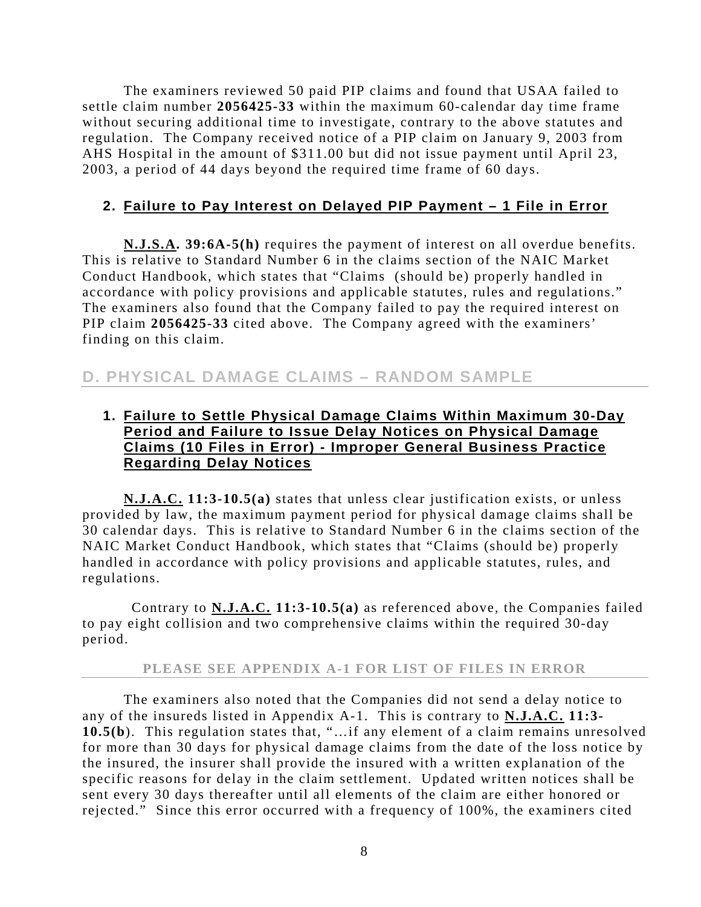The examiners reviewed 50 paid PIP claims and found that USAA failed to settle claim number **2056425-33** within the maximum 60-calendar day time frame without securing additional time to investigate, contrary to the above statutes and regulation. The Company received notice of a PIP claim on January 9, 2003 from AHS Hospital in the amount of $311.00 but did not issue payment until April 23, 2003, a period of 44 days beyond the required time frame of 60 days.

### 2. <u>Failure to Pay Interest on Delayed PIP Payment – 1 File in Error</u>

**<u>N.J.S.A</u>. 39:6A-5(h)** requires the payment of interest on all overdue benefits. This is relative to Standard Number 6 in the claims section of the NAIC Market Conduct Handbook, which states that "Claims (should be) properly handled in accordance with policy provisions and applicable statutes, rules and regulations." The examiners also found that the Company failed to pay the required interest on PIP claim **2056425-33** cited above. The Company agreed with the examiners' finding on this claim.

## D. PHYSICAL DAMAGE CLAIMS – RANDOM SAMPLE

### 1. <u>Failure to Settle Physical Damage Claims Within Maximum 30-Day Period and Failure to Issue Delay Notices on Physical Damage Claims (10 Files in Error) - Improper General Business Practice Regarding Delay Notices</u>

**<u>N.J.A.C.</u> 11:3-10.5(a)** states that unless clear justification exists, or unless provided by law, the maximum payment period for physical damage claims shall be 30 calendar days. This is relative to Standard Number 6 in the claims section of the NAIC Market Conduct Handbook, which states that "Claims (should be) properly handled in accordance with policy provisions and applicable statutes, rules, and regulations.

Contrary to **<u>N.J.A.C.</u> 11:3-10.5(a)** as referenced above, the Companies failed to pay eight collision and two comprehensive claims within the required 30-day period.

**PLEASE SEE APPENDIX A-1 FOR LIST OF FILES IN ERROR**

The examiners also noted that the Companies did not send a delay notice to any of the insureds listed in Appendix A-1. This is contrary to **<u>N.J.A.C.</u> 11:3-10.5(b**). This regulation states that, "…if any element of a claim remains unresolved for more than 30 days for physical damage claims from the date of the loss notice by the insured, the insurer shall provide the insured with a written explanation of the specific reasons for delay in the claim settlement. Updated written notices shall be sent every 30 days thereafter until all elements of the claim are either honored or rejected." Since this error occurred with a frequency of 100%, the examiners cited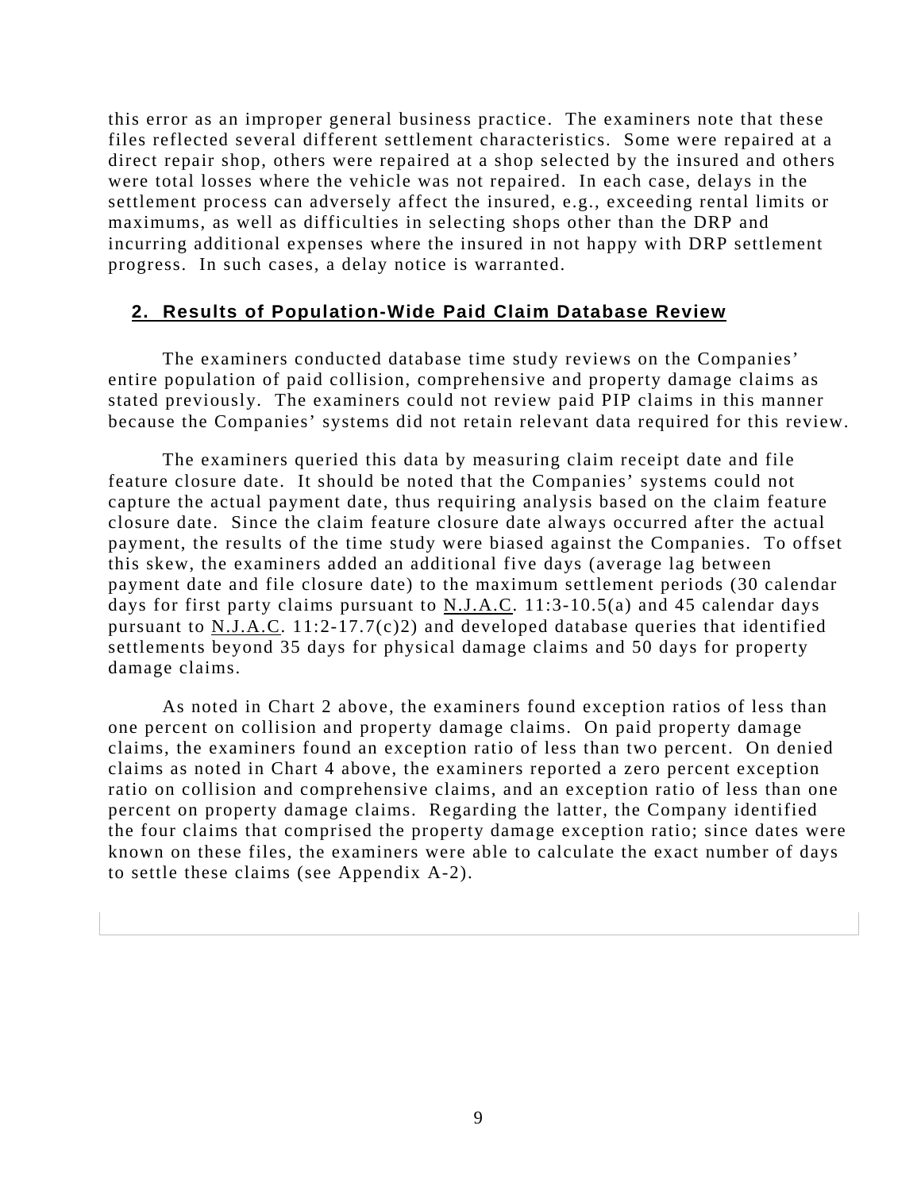this error as an improper general business practice. The examiners note that these files reflected several different settlement characteristics. Some were repaired at a direct repair shop, others were repaired at a shop selected by the insured and others were total losses where the vehicle was not repaired. In each case, delays in the settlement process can adversely affect the insured, e.g., exceeding rental limits or maximums, as well as difficulties in selecting shops other than the DRP and incurring additional expenses where the insured in not happy with DRP settlement progress. In such cases, a delay notice is warranted.

## 2. Results of Population-Wide Paid Claim Database Review

The examiners conducted database time study reviews on the Companies' entire population of paid collision, comprehensive and property damage claims as stated previously. The examiners could not review paid PIP claims in this manner because the Companies' systems did not retain relevant data required for this review.

The examiners queried this data by measuring claim receipt date and file feature closure date. It should be noted that the Companies' systems could not capture the actual payment date, thus requiring analysis based on the claim feature closure date. Since the claim feature closure date always occurred after the actual payment, the results of the time study were biased against the Companies. To offset this skew, the examiners added an additional five days (average lag between payment date and file closure date) to the maximum settlement periods (30 calendar days for first party claims pursuant to N.J.A.C. 11:3-10.5(a) and 45 calendar days pursuant to N.J.A.C. 11:2-17.7(c)2) and developed database queries that identified settlements beyond 35 days for physical damage claims and 50 days for property damage claims.

As noted in Chart 2 above, the examiners found exception ratios of less than one percent on collision and property damage claims. On paid property damage claims, the examiners found an exception ratio of less than two percent. On denied claims as noted in Chart 4 above, the examiners reported a zero percent exception ratio on collision and comprehensive claims, and an exception ratio of less than one percent on property damage claims. Regarding the latter, the Company identified the four claims that comprised the property damage exception ratio; since dates were known on these files, the examiners were able to calculate the exact number of days to settle these claims (see Appendix A-2).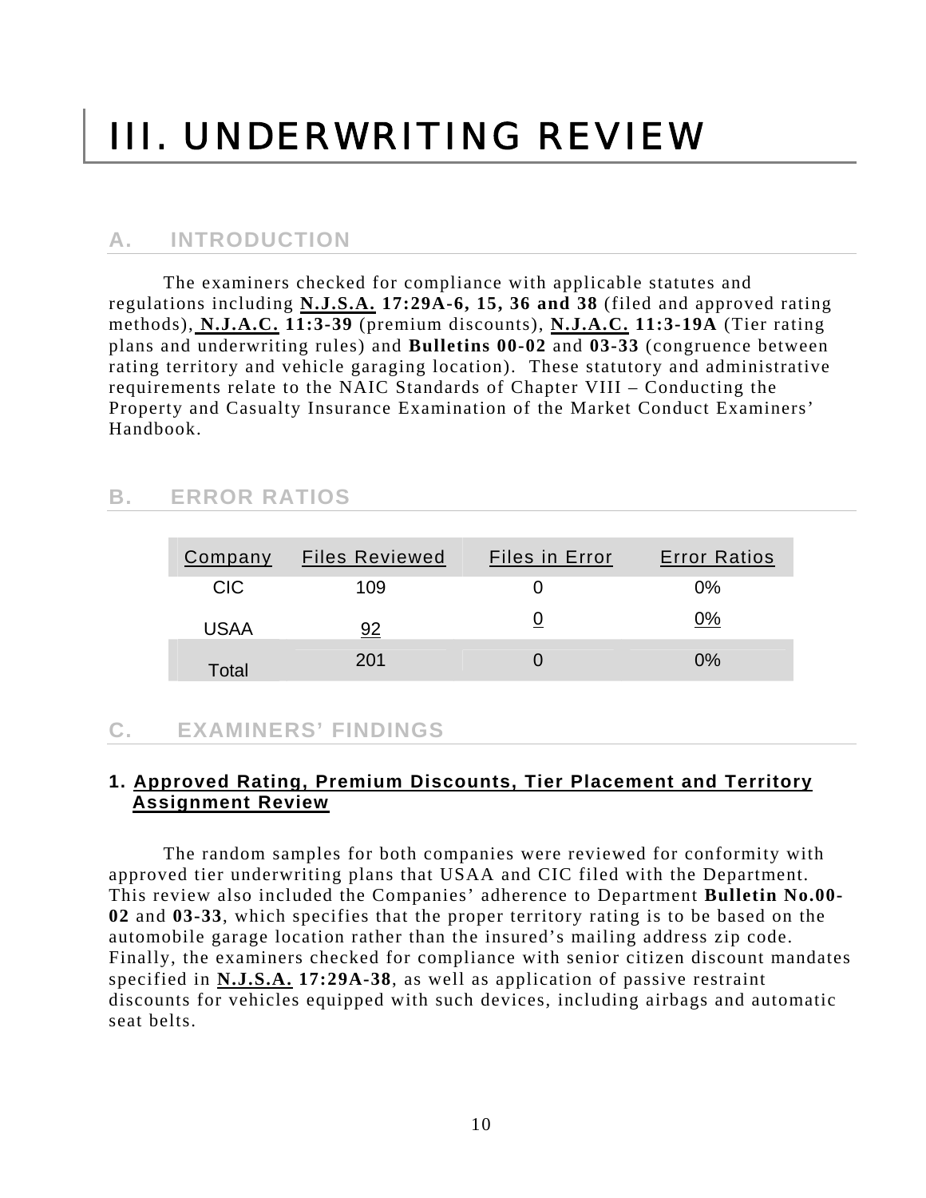# III. UNDERWRITING REVIEW

## A. INTRODUCTION

The examiners checked for compliance with applicable statutes and regulations including **N.J.S.A. 17:29A-6, 15, 36 and 38** (filed and approved rating methods), **N.J.A.C. 11:3-39** (premium discounts), **N.J.A.C. 11:3-19A** (Tier rating plans and underwriting rules) and **Bulletins 00-02** and **03-33** (congruence between rating territory and vehicle garaging location). These statutory and administrative requirements relate to the NAIC Standards of Chapter VIII – Conducting the Property and Casualty Insurance Examination of the Market Conduct Examiners' Handbook.

## B. ERROR RATIOS

| Company | Files Reviewed | Files in Error | Error Ratios |
|---|---|---|---|
| CIC | 109 | 0 | 0% |
| USAA | 92 | 0 | 0% |
| Total | 201 | 0 | 0% |

## C. EXAMINERS' FINDINGS

### 1. Approved Rating, Premium Discounts, Tier Placement and Territory Assignment Review

The random samples for both companies were reviewed for conformity with approved tier underwriting plans that USAA and CIC filed with the Department. This review also included the Companies' adherence to Department **Bulletin No.00-02** and **03-33**, which specifies that the proper territory rating is to be based on the automobile garage location rather than the insured's mailing address zip code. Finally, the examiners checked for compliance with senior citizen discount mandates specified in **N.J.S.A. 17:29A-38**, as well as application of passive restraint discounts for vehicles equipped with such devices, including airbags and automatic seat belts.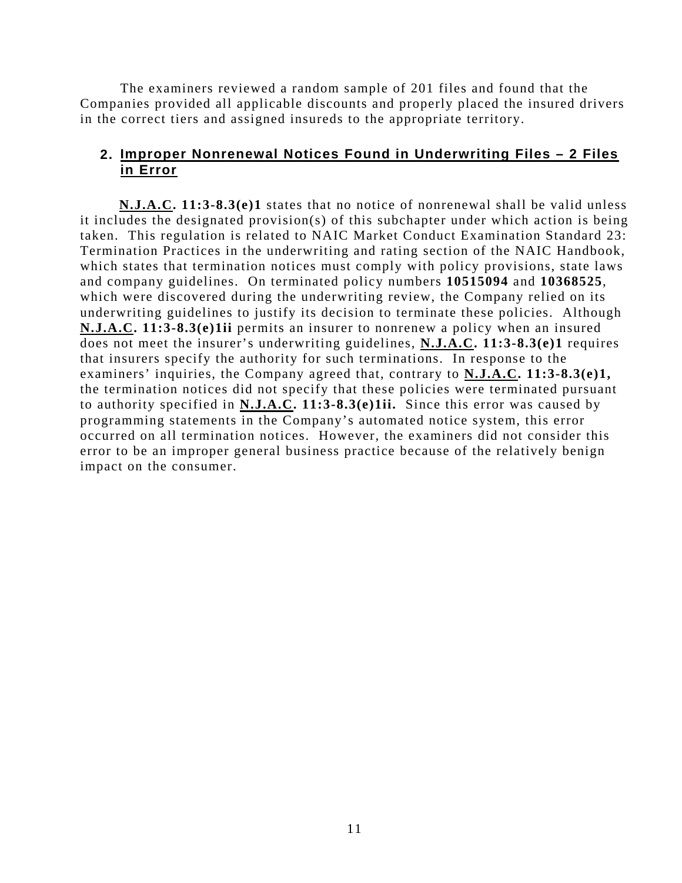The examiners reviewed a random sample of 201 files and found that the Companies provided all applicable discounts and properly placed the insured drivers in the correct tiers and assigned insureds to the appropriate territory.

## 2. Improper Nonrenewal Notices Found in Underwriting Files – 2 Files in Error

**N.J.A.C. 11:3-8.3(e)1** states that no notice of nonrenewal shall be valid unless it includes the designated provision(s) of this subchapter under which action is being taken. This regulation is related to NAIC Market Conduct Examination Standard 23: Termination Practices in the underwriting and rating section of the NAIC Handbook, which states that termination notices must comply with policy provisions, state laws and company guidelines. On terminated policy numbers **10515094** and **10368525**, which were discovered during the underwriting review, the Company relied on its underwriting guidelines to justify its decision to terminate these policies. Although **N.J.A.C. 11:3-8.3(e)1ii** permits an insurer to nonrenew a policy when an insured does not meet the insurer's underwriting guidelines, **N.J.A.C. 11:3-8.3(e)1** requires that insurers specify the authority for such terminations. In response to the examiners' inquiries, the Company agreed that, contrary to **N.J.A.C. 11:3-8.3(e)1,** the termination notices did not specify that these policies were terminated pursuant to authority specified in **N.J.A.C. 11:3-8.3(e)1ii.** Since this error was caused by programming statements in the Company's automated notice system, this error occurred on all termination notices. However, the examiners did not consider this error to be an improper general business practice because of the relatively benign impact on the consumer.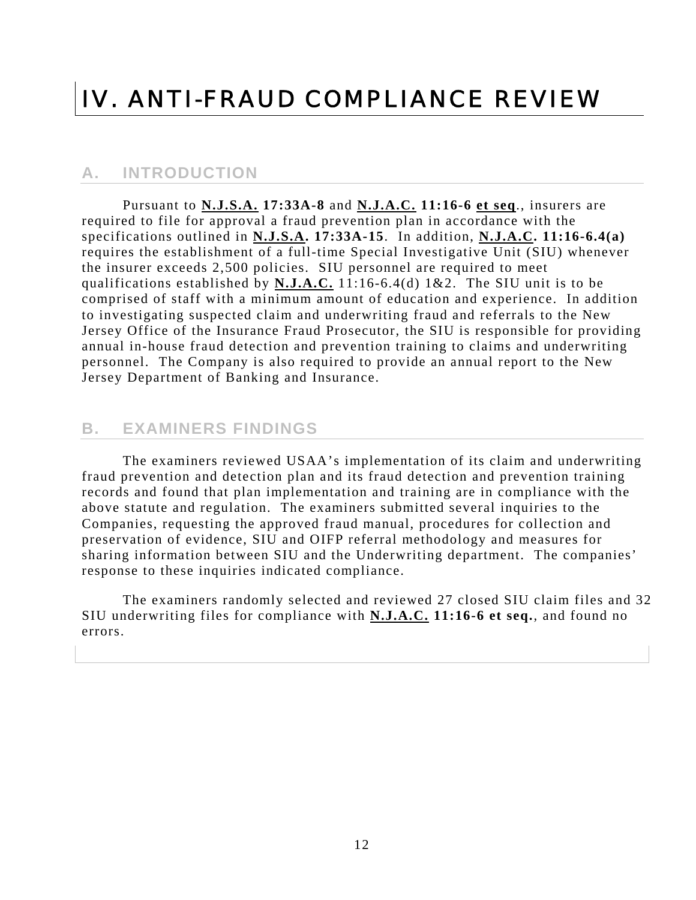# IV. ANTI-FRAUD COMPLIANCE REVIEW

## A. INTRODUCTION

Pursuant to **N.J.S.A. 17:33A-8** and **N.J.A.C. 11:16-6 et seq**., insurers are required to file for approval a fraud prevention plan in accordance with the specifications outlined in **N.J.S.A. 17:33A-15**. In addition, **N.J.A.C. 11:16-6.4(a)** requires the establishment of a full-time Special Investigative Unit (SIU) whenever the insurer exceeds 2,500 policies. SIU personnel are required to meet qualifications established by **N.J.A.C.** 11:16-6.4(d) 1&2. The SIU unit is to be comprised of staff with a minimum amount of education and experience. In addition to investigating suspected claim and underwriting fraud and referrals to the New Jersey Office of the Insurance Fraud Prosecutor, the SIU is responsible for providing annual in-house fraud detection and prevention training to claims and underwriting personnel. The Company is also required to provide an annual report to the New Jersey Department of Banking and Insurance.

## B. EXAMINERS FINDINGS

The examiners reviewed USAA's implementation of its claim and underwriting fraud prevention and detection plan and its fraud detection and prevention training records and found that plan implementation and training are in compliance with the above statute and regulation. The examiners submitted several inquiries to the Companies, requesting the approved fraud manual, procedures for collection and preservation of evidence, SIU and OIFP referral methodology and measures for sharing information between SIU and the Underwriting department. The companies' response to these inquiries indicated compliance.

The examiners randomly selected and reviewed 27 closed SIU claim files and 32 SIU underwriting files for compliance with **N.J.A.C. 11:16-6 et seq.**, and found no errors.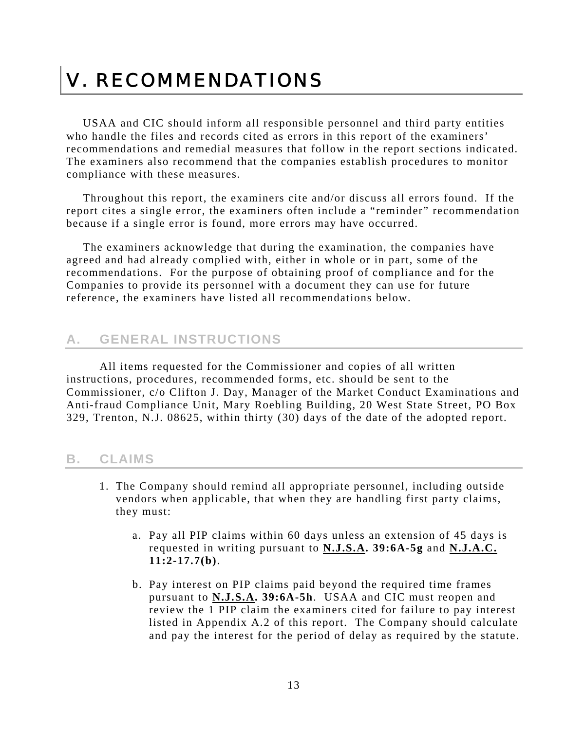# V. RECOMMENDATIONS

USAA and CIC should inform all responsible personnel and third party entities who handle the files and records cited as errors in this report of the examiners' recommendations and remedial measures that follow in the report sections indicated. The examiners also recommend that the companies establish procedures to monitor compliance with these measures.

Throughout this report, the examiners cite and/or discuss all errors found. If the report cites a single error, the examiners often include a "reminder" recommendation because if a single error is found, more errors may have occurred.

The examiners acknowledge that during the examination, the companies have agreed and had already complied with, either in whole or in part, some of the recommendations. For the purpose of obtaining proof of compliance and for the Companies to provide its personnel with a document they can use for future reference, the examiners have listed all recommendations below.

## A. GENERAL INSTRUCTIONS

All items requested for the Commissioner and copies of all written instructions, procedures, recommended forms, etc. should be sent to the Commissioner, c/o Clifton J. Day, Manager of the Market Conduct Examinations and Anti-fraud Compliance Unit, Mary Roebling Building, 20 West State Street, PO Box 329, Trenton, N.J. 08625, within thirty (30) days of the date of the adopted report.

## B. CLAIMS

1. The Company should remind all appropriate personnel, including outside vendors when applicable, that when they are handling first party claims, they must:

   a. Pay all PIP claims within 60 days unless an extension of 45 days is requested in writing pursuant to **N.J.S.A. 39:6A-5g** and **N.J.A.C. 11:2-17.7(b)**.

   b. Pay interest on PIP claims paid beyond the required time frames pursuant to **N.J.S.A. 39:6A-5h**. USAA and CIC must reopen and review the 1 PIP claim the examiners cited for failure to pay interest listed in Appendix A.2 of this report. The Company should calculate and pay the interest for the period of delay as required by the statute.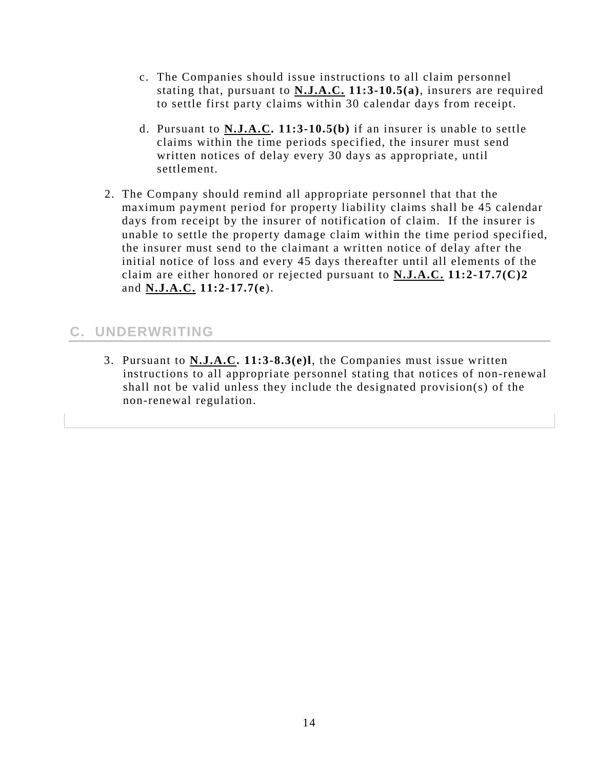c. The Companies should issue instructions to all claim personnel stating that, pursuant to **N.J.A.C. 11:3-10.5(a)**, insurers are required to settle first party claims within 30 calendar days from receipt.

d. Pursuant to **N.J.A.C. 11:3-10.5(b)** if an insurer is unable to settle claims within the time periods specified, the insurer must send written notices of delay every 30 days as appropriate, until settlement.

2. The Company should remind all appropriate personnel that that the maximum payment period for property liability claims shall be 45 calendar days from receipt by the insurer of notification of claim. If the insurer is unable to settle the property damage claim within the time period specified, the insurer must send to the claimant a written notice of delay after the initial notice of loss and every 45 days thereafter until all elements of the claim are either honored or rejected pursuant to **N.J.A.C. 11:2-17.7(C)2** and **N.J.A.C. 11:2-17.7(e**).

## C. UNDERWRITING

3. Pursuant to **N.J.A.C. 11:3-8.3(e)l**, the Companies must issue written instructions to all appropriate personnel stating that notices of non-renewal shall not be valid unless they include the designated provision(s) of the non-renewal regulation.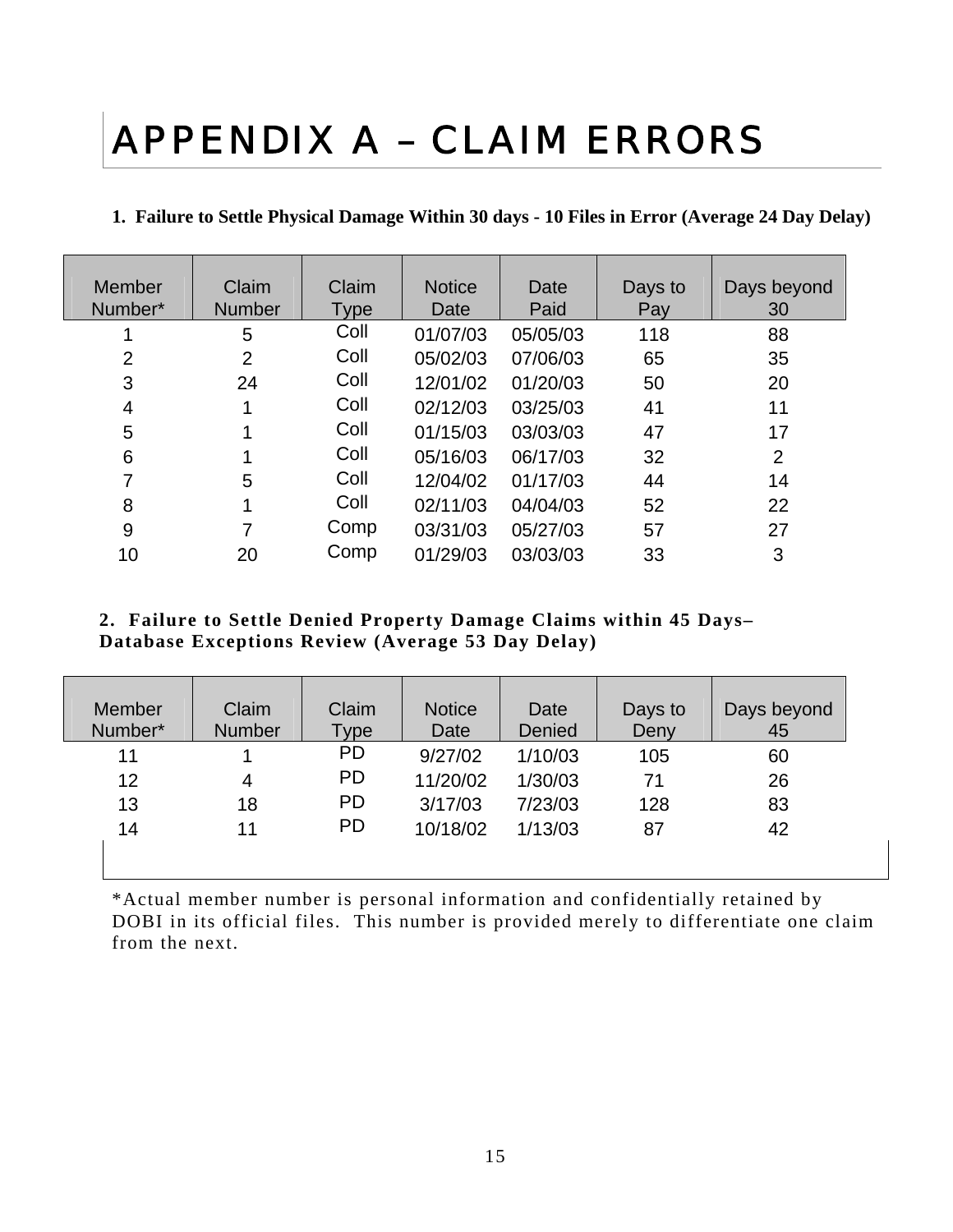# APPENDIX A – CLAIM ERRORS

**1. Failure to Settle Physical Damage Within 30 days - 10 Files in Error (Average 24 Day Delay)**

| Member Number* | Claim Number | Claim Type | Notice Date | Date Paid | Days to Pay | Days beyond 30 |
|---|---|---|---|---|---|---|
| 1 | 5 | Coll | 01/07/03 | 05/05/03 | 118 | 88 |
| 2 | 2 | Coll | 05/02/03 | 07/06/03 | 65 | 35 |
| 3 | 24 | Coll | 12/01/02 | 01/20/03 | 50 | 20 |
| 4 | 1 | Coll | 02/12/03 | 03/25/03 | 41 | 11 |
| 5 | 1 | Coll | 01/15/03 | 03/03/03 | 47 | 17 |
| 6 | 1 | Coll | 05/16/03 | 06/17/03 | 32 | 2 |
| 7 | 5 | Coll | 12/04/02 | 01/17/03 | 44 | 14 |
| 8 | 1 | Coll | 02/11/03 | 04/04/03 | 52 | 22 |
| 9 | 7 | Comp | 03/31/03 | 05/27/03 | 57 | 27 |
| 10 | 20 | Comp | 01/29/03 | 03/03/03 | 33 | 3 |

**2. Failure to Settle Denied Property Damage Claims within 45 Days– Database Exceptions Review (Average 53 Day Delay)**

| Member Number* | Claim Number | Claim Type | Notice Date | Date Denied | Days to Deny | Days beyond 45 |
|---|---|---|---|---|---|---|
| 11 | 1 | PD | 9/27/02 | 1/10/03 | 105 | 60 |
| 12 | 4 | PD | 11/20/02 | 1/30/03 | 71 | 26 |
| 13 | 18 | PD | 3/17/03 | 7/23/03 | 128 | 83 |
| 14 | 11 | PD | 10/18/02 | 1/13/03 | 87 | 42 |

*Actual member number is personal information and confidentially retained by DOBI in its official files. This number is provided merely to differentiate one claim from the next.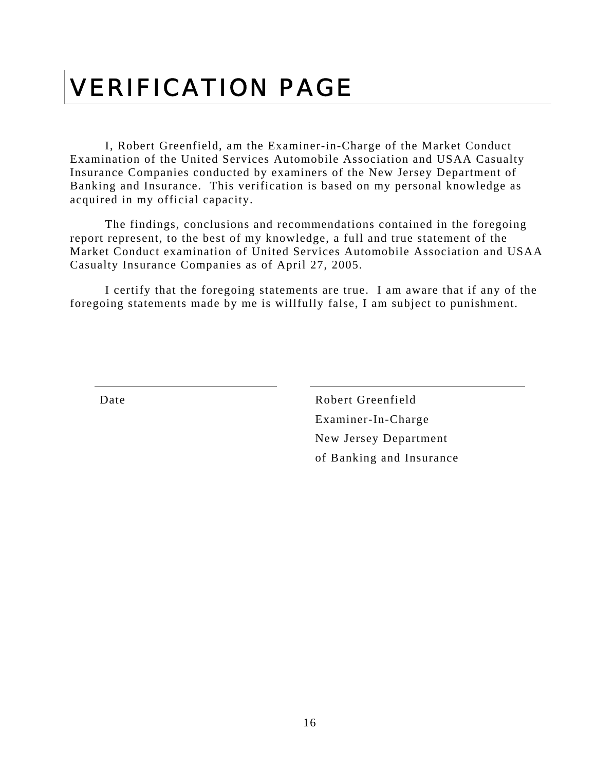# VERIFICATION PAGE

I, Robert Greenfield, am the Examiner-in-Charge of the Market Conduct Examination of the United Services Automobile Association and USAA Casualty Insurance Companies conducted by examiners of the New Jersey Department of Banking and Insurance. This verification is based on my personal knowledge as acquired in my official capacity.

The findings, conclusions and recommendations contained in the foregoing report represent, to the best of my knowledge, a full and true statement of the Market Conduct examination of United Services Automobile Association and USAA Casualty Insurance Companies as of April 27, 2005.

I certify that the foregoing statements are true. I am aware that if any of the foregoing statements made by me is willfully false, I am subject to punishment.

| | |
|---|---|
| Date | Robert Greenfield<br>Examiner-In-Charge<br>New Jersey Department<br>of Banking and Insurance |